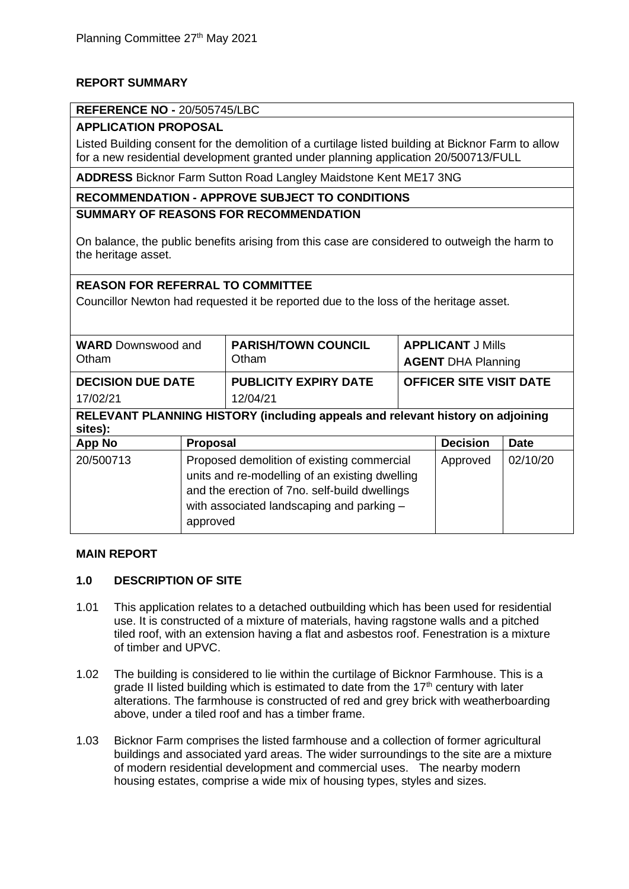## REPORT SUMMARY

**REFERENCE NO -** 20/505745/LBC

**APPLICATION PROPOSAL**

Listed Building consent for the demolition of a curtilage listed building at Bicknor Farm to allow for a new residential development granted under planning application 20/500713/FULL

**ADDRESS** Bicknor Farm Sutton Road Langley Maidstone Kent ME17 3NG

**RECOMMENDATION - APPROVE SUBJECT TO CONDITIONS**

**SUMMARY OF REASONS FOR RECOMMENDATION**

On balance, the public benefits arising from this case are considered to outweigh the harm to the heritage asset.

**REASON FOR REFERRAL TO COMMITTEE**

Councillor Newton had requested it be reported due to the loss of the heritage asset.

| **WARD** Downswood and Otham | **PARISH/TOWN COUNCIL** Otham | **APPLICANT** J Mills<br>**AGENT** DHA Planning |
|---|---|---|
| **DECISION DUE DATE**<br>17/02/21 | **PUBLICITY EXPIRY DATE**<br>12/04/21 | **OFFICER SITE VISIT DATE** |

**RELEVANT PLANNING HISTORY (including appeals and relevant history on adjoining sites):**

| App No | Proposal | Decision | Date |
|---|---|---|---|
| 20/500713 | Proposed demolition of existing commercial units and re-modelling of an existing dwelling and the erection of 7no. self-build dwellings with associated landscaping and parking – approved | Approved | 02/10/20 |

## MAIN REPORT

### 1.0 DESCRIPTION OF SITE

1.01 This application relates to a detached outbuilding which has been used for residential use. It is constructed of a mixture of materials, having ragstone walls and a pitched tiled roof, with an extension having a flat and asbestos roof. Fenestration is a mixture of timber and UPVC.

1.02 The building is considered to lie within the curtilage of Bicknor Farmhouse. This is a grade II listed building which is estimated to date from the 17th century with later alterations. The farmhouse is constructed of red and grey brick with weatherboarding above, under a tiled roof and has a timber frame.

1.03 Bicknor Farm comprises the listed farmhouse and a collection of former agricultural buildings and associated yard areas. The wider surroundings to the site are a mixture of modern residential development and commercial uses. The nearby modern housing estates, comprise a wide mix of housing types, styles and sizes.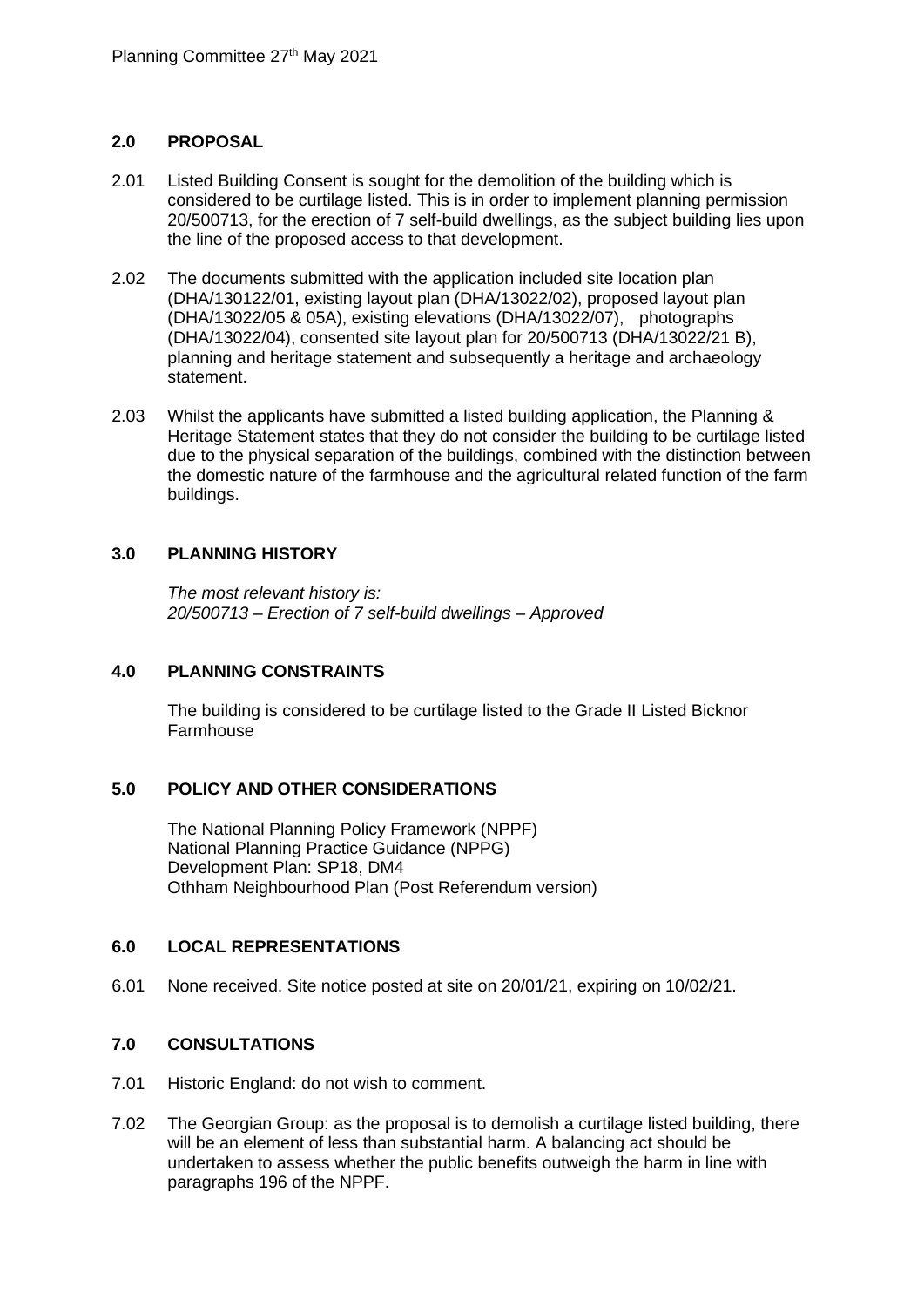## 2.0 PROPOSAL

2.01 Listed Building Consent is sought for the demolition of the building which is considered to be curtilage listed. This is in order to implement planning permission 20/500713, for the erection of 7 self-build dwellings, as the subject building lies upon the line of the proposed access to that development.

2.02 The documents submitted with the application included site location plan (DHA/130122/01, existing layout plan (DHA/13022/02), proposed layout plan (DHA/13022/05 & 05A), existing elevations (DHA/13022/07), photographs (DHA/13022/04), consented site layout plan for 20/500713 (DHA/13022/21 B), planning and heritage statement and subsequently a heritage and archaeology statement.

2.03 Whilst the applicants have submitted a listed building application, the Planning & Heritage Statement states that they do not consider the building to be curtilage listed due to the physical separation of the buildings, combined with the distinction between the domestic nature of the farmhouse and the agricultural related function of the farm buildings.

## 3.0 PLANNING HISTORY

*The most relevant history is:*
*20/500713 – Erection of 7 self-build dwellings – Approved*

## 4.0 PLANNING CONSTRAINTS

The building is considered to be curtilage listed to the Grade II Listed Bicknor Farmhouse

## 5.0 POLICY AND OTHER CONSIDERATIONS

The National Planning Policy Framework (NPPF)
National Planning Practice Guidance (NPPG)
Development Plan: SP18, DM4
Othham Neighbourhood Plan (Post Referendum version)

## 6.0 LOCAL REPRESENTATIONS

6.01 None received. Site notice posted at site on 20/01/21, expiring on 10/02/21.

## 7.0 CONSULTATIONS

7.01 Historic England: do not wish to comment.

7.02 The Georgian Group: as the proposal is to demolish a curtilage listed building, there will be an element of less than substantial harm. A balancing act should be undertaken to assess whether the public benefits outweigh the harm in line with paragraphs 196 of the NPPF.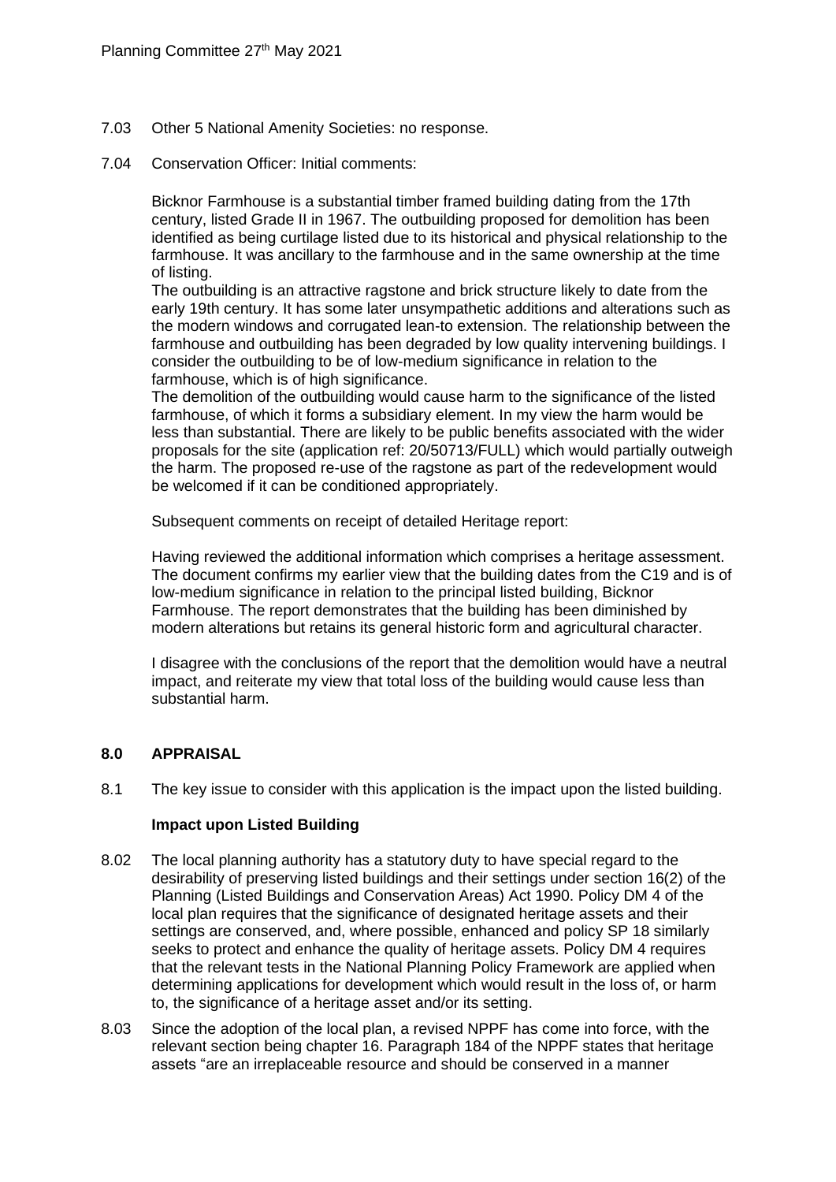7.03 Other 5 National Amenity Societies: no response.

7.04 Conservation Officer: Initial comments:

Bicknor Farmhouse is a substantial timber framed building dating from the 17th century, listed Grade II in 1967. The outbuilding proposed for demolition has been identified as being curtilage listed due to its historical and physical relationship to the farmhouse. It was ancillary to the farmhouse and in the same ownership at the time of listing.
The outbuilding is an attractive ragstone and brick structure likely to date from the early 19th century. It has some later unsympathetic additions and alterations such as the modern windows and corrugated lean-to extension. The relationship between the farmhouse and outbuilding has been degraded by low quality intervening buildings. I consider the outbuilding to be of low-medium significance in relation to the farmhouse, which is of high significance.
The demolition of the outbuilding would cause harm to the significance of the listed farmhouse, of which it forms a subsidiary element. In my view the harm would be less than substantial. There are likely to be public benefits associated with the wider proposals for the site (application ref: 20/50713/FULL) which would partially outweigh the harm. The proposed re-use of the ragstone as part of the redevelopment would be welcomed if it can be conditioned appropriately.

Subsequent comments on receipt of detailed Heritage report:

Having reviewed the additional information which comprises a heritage assessment. The document confirms my earlier view that the building dates from the C19 and is of low-medium significance in relation to the principal listed building, Bicknor Farmhouse. The report demonstrates that the building has been diminished by modern alterations but retains its general historic form and agricultural character.

I disagree with the conclusions of the report that the demolition would have a neutral impact, and reiterate my view that total loss of the building would cause less than substantial harm.

## 8.0 APPRAISAL

8.1 The key issue to consider with this application is the impact upon the listed building.

### Impact upon Listed Building

8.02 The local planning authority has a statutory duty to have special regard to the desirability of preserving listed buildings and their settings under section 16(2) of the Planning (Listed Buildings and Conservation Areas) Act 1990. Policy DM 4 of the local plan requires that the significance of designated heritage assets and their settings are conserved, and, where possible, enhanced and policy SP 18 similarly seeks to protect and enhance the quality of heritage assets. Policy DM 4 requires that the relevant tests in the National Planning Policy Framework are applied when determining applications for development which would result in the loss of, or harm to, the significance of a heritage asset and/or its setting.

8.03 Since the adoption of the local plan, a revised NPPF has come into force, with the relevant section being chapter 16. Paragraph 184 of the NPPF states that heritage assets "are an irreplaceable resource and should be conserved in a manner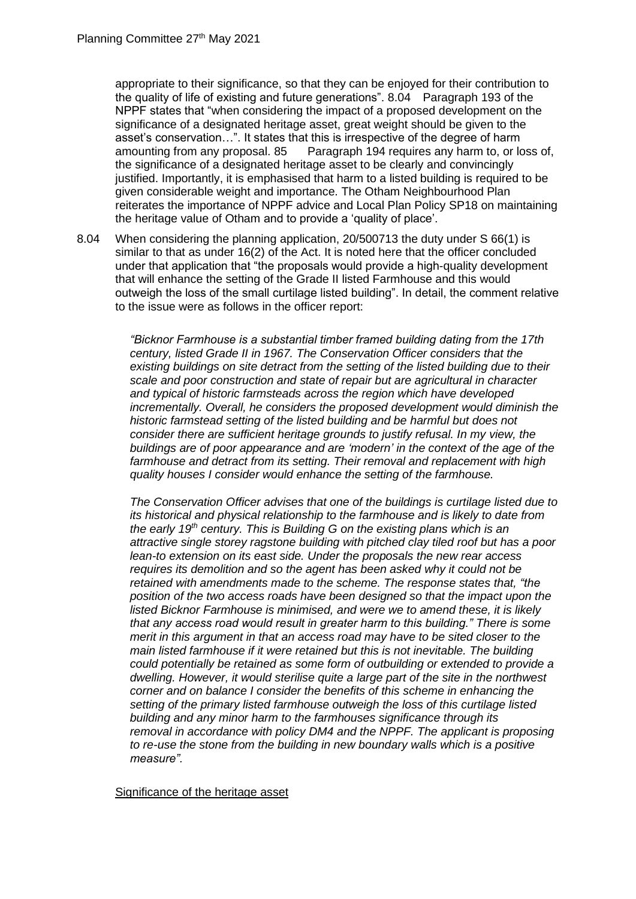appropriate to their significance, so that they can be enjoyed for their contribution to the quality of life of existing and future generations". 8.04 Paragraph 193 of the NPPF states that "when considering the impact of a proposed development on the significance of a designated heritage asset, great weight should be given to the asset's conservation…". It states that this is irrespective of the degree of harm amounting from any proposal. 85 Paragraph 194 requires any harm to, or loss of, the significance of a designated heritage asset to be clearly and convincingly justified. Importantly, it is emphasised that harm to a listed building is required to be given considerable weight and importance. The Otham Neighbourhood Plan reiterates the importance of NPPF advice and Local Plan Policy SP18 on maintaining the heritage value of Otham and to provide a 'quality of place'.

8.04 When considering the planning application, 20/500713 the duty under S 66(1) is similar to that as under 16(2) of the Act. It is noted here that the officer concluded under that application that "the proposals would provide a high-quality development that will enhance the setting of the Grade II listed Farmhouse and this would outweigh the loss of the small curtilage listed building". In detail, the comment relative to the issue were as follows in the officer report:

> *"Bicknor Farmhouse is a substantial timber framed building dating from the 17th century, listed Grade II in 1967. The Conservation Officer considers that the existing buildings on site detract from the setting of the listed building due to their scale and poor construction and state of repair but are agricultural in character and typical of historic farmsteads across the region which have developed incrementally. Overall, he considers the proposed development would diminish the historic farmstead setting of the listed building and be harmful but does not consider there are sufficient heritage grounds to justify refusal. In my view, the buildings are of poor appearance and are 'modern' in the context of the age of the farmhouse and detract from its setting. Their removal and replacement with high quality houses I consider would enhance the setting of the farmhouse.*
>
> *The Conservation Officer advises that one of the buildings is curtilage listed due to its historical and physical relationship to the farmhouse and is likely to date from the early 19th century. This is Building G on the existing plans which is an attractive single storey ragstone building with pitched clay tiled roof but has a poor lean-to extension on its east side. Under the proposals the new rear access requires its demolition and so the agent has been asked why it could not be retained with amendments made to the scheme. The response states that, "the position of the two access roads have been designed so that the impact upon the listed Bicknor Farmhouse is minimised, and were we to amend these, it is likely that any access road would result in greater harm to this building." There is some merit in this argument in that an access road may have to be sited closer to the main listed farmhouse if it were retained but this is not inevitable. The building could potentially be retained as some form of outbuilding or extended to provide a dwelling. However, it would sterilise quite a large part of the site in the northwest corner and on balance I consider the benefits of this scheme in enhancing the setting of the primary listed farmhouse outweigh the loss of this curtilage listed building and any minor harm to the farmhouses significance through its removal in accordance with policy DM4 and the NPPF. The applicant is proposing to re-use the stone from the building in new boundary walls which is a positive measure".*

<u>Significance of the heritage asset</u>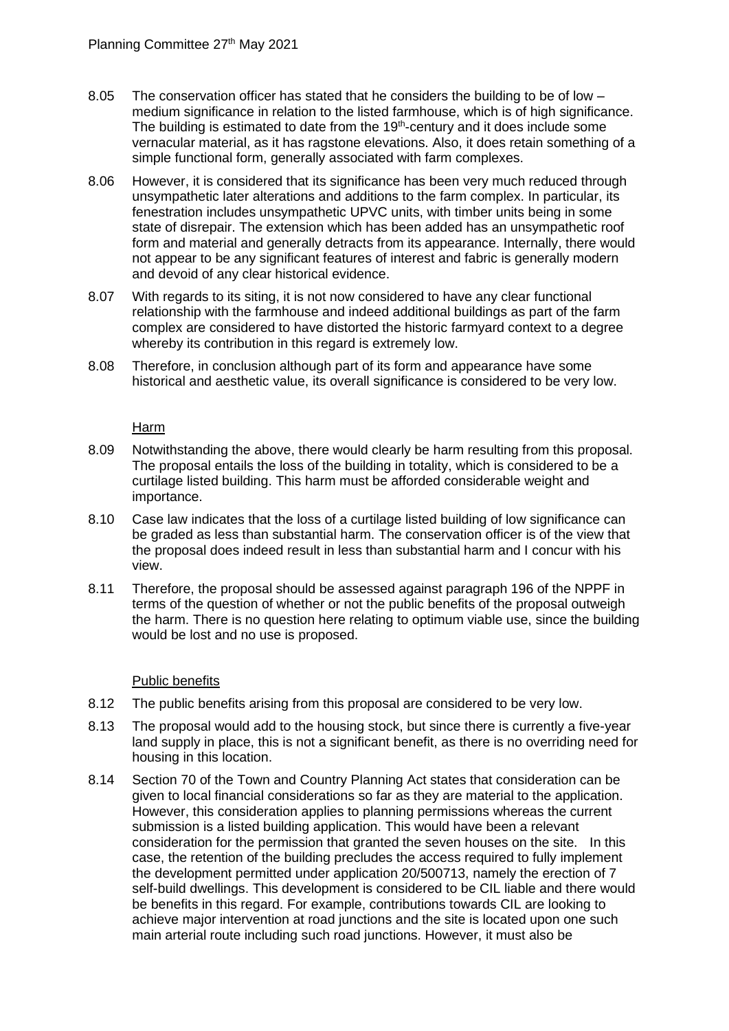8.05 The conservation officer has stated that he considers the building to be of low – medium significance in relation to the listed farmhouse, which is of high significance. The building is estimated to date from the 19th-century and it does include some vernacular material, as it has ragstone elevations. Also, it does retain something of a simple functional form, generally associated with farm complexes.

8.06 However, it is considered that its significance has been very much reduced through unsympathetic later alterations and additions to the farm complex. In particular, its fenestration includes unsympathetic UPVC units, with timber units being in some state of disrepair. The extension which has been added has an unsympathetic roof form and material and generally detracts from its appearance. Internally, there would not appear to be any significant features of interest and fabric is generally modern and devoid of any clear historical evidence.

8.07 With regards to its siting, it is not now considered to have any clear functional relationship with the farmhouse and indeed additional buildings as part of the farm complex are considered to have distorted the historic farmyard context to a degree whereby its contribution in this regard is extremely low.

8.08 Therefore, in conclusion although part of its form and appearance have some historical and aesthetic value, its overall significance is considered to be very low.

Harm

8.09 Notwithstanding the above, there would clearly be harm resulting from this proposal. The proposal entails the loss of the building in totality, which is considered to be a curtilage listed building. This harm must be afforded considerable weight and importance.

8.10 Case law indicates that the loss of a curtilage listed building of low significance can be graded as less than substantial harm. The conservation officer is of the view that the proposal does indeed result in less than substantial harm and I concur with his view.

8.11 Therefore, the proposal should be assessed against paragraph 196 of the NPPF in terms of the question of whether or not the public benefits of the proposal outweigh the harm. There is no question here relating to optimum viable use, since the building would be lost and no use is proposed.

Public benefits

8.12 The public benefits arising from this proposal are considered to be very low.

8.13 The proposal would add to the housing stock, but since there is currently a five-year land supply in place, this is not a significant benefit, as there is no overriding need for housing in this location.

8.14 Section 70 of the Town and Country Planning Act states that consideration can be given to local financial considerations so far as they are material to the application. However, this consideration applies to planning permissions whereas the current submission is a listed building application. This would have been a relevant consideration for the permission that granted the seven houses on the site. In this case, the retention of the building precludes the access required to fully implement the development permitted under application 20/500713, namely the erection of 7 self-build dwellings. This development is considered to be CIL liable and there would be benefits in this regard. For example, contributions towards CIL are looking to achieve major intervention at road junctions and the site is located upon one such main arterial route including such road junctions. However, it must also be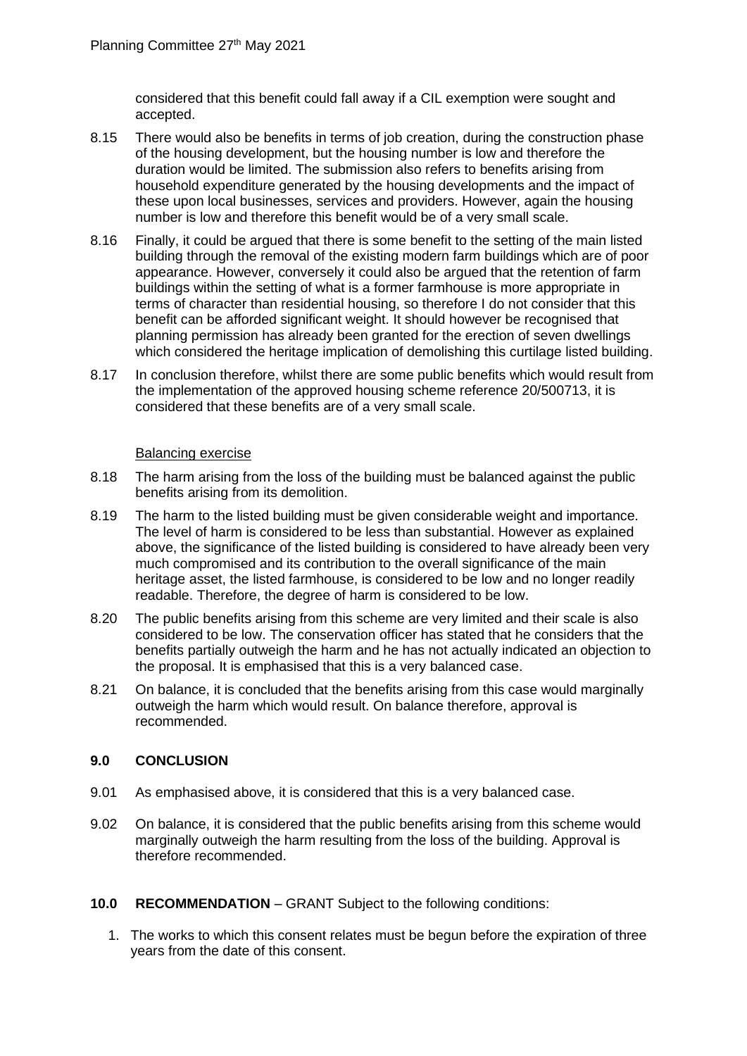considered that this benefit could fall away if a CIL exemption were sought and accepted.

8.15 There would also be benefits in terms of job creation, during the construction phase of the housing development, but the housing number is low and therefore the duration would be limited. The submission also refers to benefits arising from household expenditure generated by the housing developments and the impact of these upon local businesses, services and providers. However, again the housing number is low and therefore this benefit would be of a very small scale.

8.16 Finally, it could be argued that there is some benefit to the setting of the main listed building through the removal of the existing modern farm buildings which are of poor appearance. However, conversely it could also be argued that the retention of farm buildings within the setting of what is a former farmhouse is more appropriate in terms of character than residential housing, so therefore I do not consider that this benefit can be afforded significant weight. It should however be recognised that planning permission has already been granted for the erection of seven dwellings which considered the heritage implication of demolishing this curtilage listed building.

8.17 In conclusion therefore, whilst there are some public benefits which would result from the implementation of the approved housing scheme reference 20/500713, it is considered that these benefits are of a very small scale.

Balancing exercise

8.18 The harm arising from the loss of the building must be balanced against the public benefits arising from its demolition.

8.19 The harm to the listed building must be given considerable weight and importance. The level of harm is considered to be less than substantial. However as explained above, the significance of the listed building is considered to have already been very much compromised and its contribution to the overall significance of the main heritage asset, the listed farmhouse, is considered to be low and no longer readily readable. Therefore, the degree of harm is considered to be low.

8.20 The public benefits arising from this scheme are very limited and their scale is also considered to be low. The conservation officer has stated that he considers that the benefits partially outweigh the harm and he has not actually indicated an objection to the proposal. It is emphasised that this is a very balanced case.

8.21 On balance, it is concluded that the benefits arising from this case would marginally outweigh the harm which would result. On balance therefore, approval is recommended.

## 9.0 CONCLUSION

9.01 As emphasised above, it is considered that this is a very balanced case.

9.02 On balance, it is considered that the public benefits arising from this scheme would marginally outweigh the harm resulting from the loss of the building. Approval is therefore recommended.

## 10.0 RECOMMENDATION – GRANT Subject to the following conditions:

1. The works to which this consent relates must be begun before the expiration of three years from the date of this consent.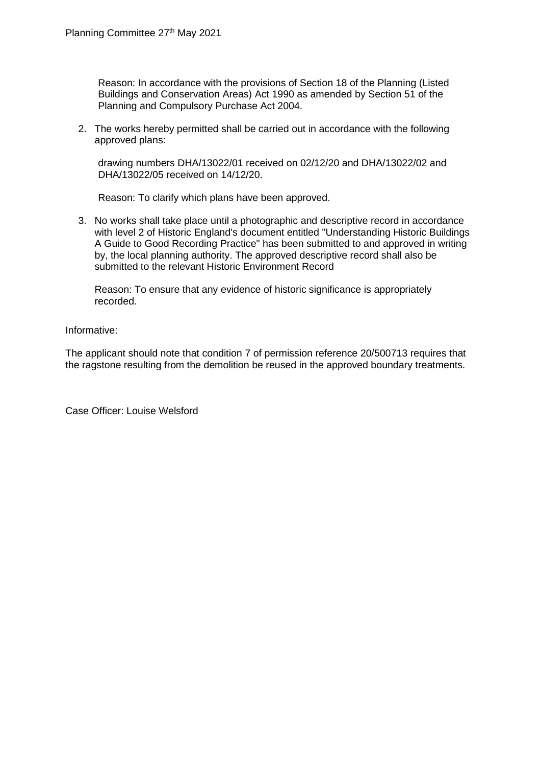Reason: In accordance with the provisions of Section 18 of the Planning (Listed Buildings and Conservation Areas) Act 1990 as amended by Section 51 of the Planning and Compulsory Purchase Act 2004.

2. The works hereby permitted shall be carried out in accordance with the following approved plans:

   drawing numbers DHA/13022/01 received on 02/12/20 and DHA/13022/02 and DHA/13022/05 received on 14/12/20.

   Reason: To clarify which plans have been approved.

3. No works shall take place until a photographic and descriptive record in accordance with level 2 of Historic England's document entitled "Understanding Historic Buildings A Guide to Good Recording Practice" has been submitted to and approved in writing by, the local planning authority. The approved descriptive record shall also be submitted to the relevant Historic Environment Record

   Reason: To ensure that any evidence of historic significance is appropriately recorded.

Informative:

The applicant should note that condition 7 of permission reference 20/500713 requires that the ragstone resulting from the demolition be reused in the approved boundary treatments.

Case Officer: Louise Welsford